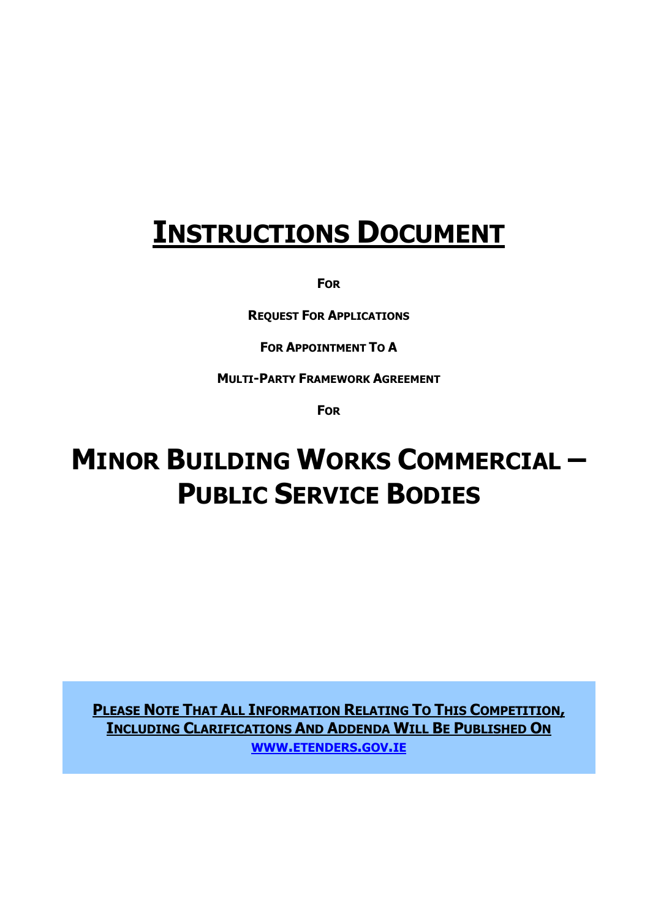# INSTRUCTIONS DOCUMENT

**FOR**

**REQUEST FOR APPLICATIONS**

**FOR APPOINTMENT TO A**

**MULTI-PARTY FRAMEWORK AGREEMENT**

**FOR**

# MINOR BUILDING WORKS COMMERCIAL – PUBLIC SERVICE BODIES

**PLEASE NOTE THAT ALL INFORMATION RELATING TO THIS COMPETITION, INCLUDING CLARIFICATIONS AND ADDENDA WILL BE PUBLISHED ON WWW.ETENDERS.GOV.IE**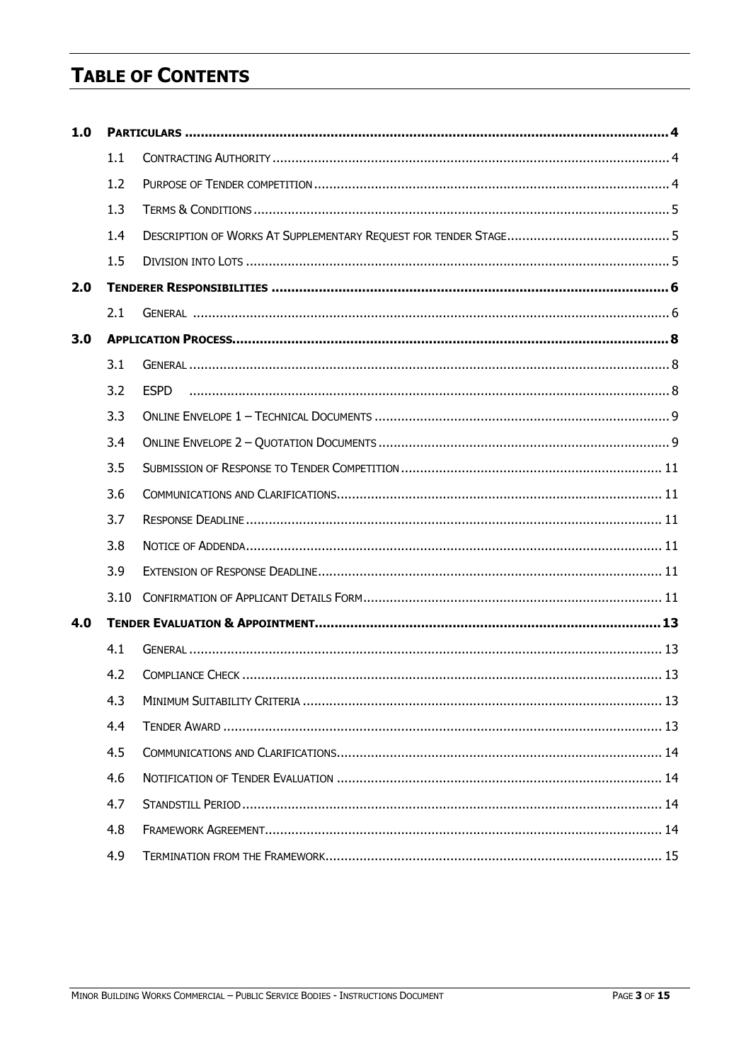# TABLE OF CONTENTS

| | | | |
|---|---|---|---|
| **1.0** | **PARTICULARS** | | **4** |
| | 1.1 | CONTRACTING AUTHORITY | 4 |
| | 1.2 | PURPOSE OF TENDER COMPETITION | 4 |
| | 1.3 | TERMS & CONDITIONS | 5 |
| | 1.4 | DESCRIPTION OF WORKS AT SUPPLEMENTARY REQUEST FOR TENDER STAGE | 5 |
| | 1.5 | DIVISION INTO LOTS | 5 |
| **2.0** | **TENDERER RESPONSIBILITIES** | | **6** |
| | 2.1 | GENERAL | 6 |
| **3.0** | **APPLICATION PROCESS** | | **8** |
| | 3.1 | GENERAL | 8 |
| | 3.2 | ESPD | 8 |
| | 3.3 | ONLINE ENVELOPE 1 – TECHNICAL DOCUMENTS | 9 |
| | 3.4 | ONLINE ENVELOPE 2 – QUOTATION DOCUMENTS | 9 |
| | 3.5 | SUBMISSION OF RESPONSE TO TENDER COMPETITION | 11 |
| | 3.6 | COMMUNICATIONS AND CLARIFICATIONS | 11 |
| | 3.7 | RESPONSE DEADLINE | 11 |
| | 3.8 | NOTICE OF ADDENDA | 11 |
| | 3.9 | EXTENSION OF RESPONSE DEADLINE | 11 |
| | 3.10 | CONFIRMATION OF APPLICANT DETAILS FORM | 11 |
| **4.0** | **TENDER EVALUATION & APPOINTMENT** | | **13** |
| | 4.1 | GENERAL | 13 |
| | 4.2 | COMPLIANCE CHECK | 13 |
| | 4.3 | MINIMUM SUITABILITY CRITERIA | 13 |
| | 4.4 | TENDER AWARD | 13 |
| | 4.5 | COMMUNICATIONS AND CLARIFICATIONS | 14 |
| | 4.6 | NOTIFICATION OF TENDER EVALUATION | 14 |
| | 4.7 | STANDSTILL PERIOD | 14 |
| | 4.8 | FRAMEWORK AGREEMENT | 14 |
| | 4.9 | TERMINATION FROM THE FRAMEWORK | 15 |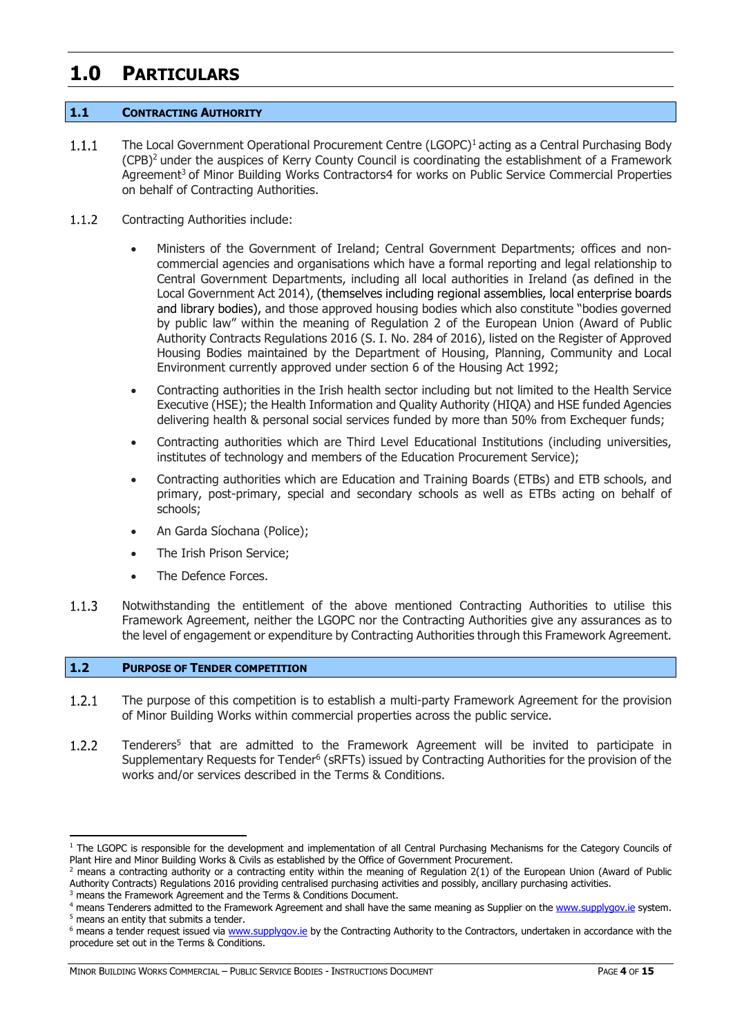# 1.0 PARTICULARS

## 1.1 CONTRACTING AUTHORITY

1.1.1 The Local Government Operational Procurement Centre (LGOPC)[1] acting as a Central Purchasing Body (CPB)[2] under the auspices of Kerry County Council is coordinating the establishment of a Framework Agreement[3] of Minor Building Works Contractors4 for works on Public Service Commercial Properties on behalf of Contracting Authorities.

1.1.2 Contracting Authorities include:

- Ministers of the Government of Ireland; Central Government Departments; offices and non-commercial agencies and organisations which have a formal reporting and legal relationship to Central Government Departments, including all local authorities in Ireland (as defined in the Local Government Act 2014), (themselves including regional assemblies, local enterprise boards and library bodies), and those approved housing bodies which also constitute "bodies governed by public law" within the meaning of Regulation 2 of the European Union (Award of Public Authority Contracts Regulations 2016 (S. I. No. 284 of 2016), listed on the Register of Approved Housing Bodies maintained by the Department of Housing, Planning, Community and Local Environment currently approved under section 6 of the Housing Act 1992;
- Contracting authorities in the Irish health sector including but not limited to the Health Service Executive (HSE); the Health Information and Quality Authority (HIQA) and HSE funded Agencies delivering health & personal social services funded by more than 50% from Exchequer funds;
- Contracting authorities which are Third Level Educational Institutions (including universities, institutes of technology and members of the Education Procurement Service);
- Contracting authorities which are Education and Training Boards (ETBs) and ETB schools, and primary, post-primary, special and secondary schools as well as ETBs acting on behalf of schools;
- An Garda Síochana (Police);
- The Irish Prison Service;
- The Defence Forces.

1.1.3 Notwithstanding the entitlement of the above mentioned Contracting Authorities to utilise this Framework Agreement, neither the LGOPC nor the Contracting Authorities give any assurances as to the level of engagement or expenditure by Contracting Authorities through this Framework Agreement.

## 1.2 PURPOSE OF TENDER COMPETITION

1.2.1 The purpose of this competition is to establish a multi-party Framework Agreement for the provision of Minor Building Works within commercial properties across the public service.

1.2.2 Tenderers[5] that are admitted to the Framework Agreement will be invited to participate in Supplementary Requests for Tender[6] (sRFTs) issued by Contracting Authorities for the provision of the works and/or services described in the Terms & Conditions.

---

[1] The LGOPC is responsible for the development and implementation of all Central Purchasing Mechanisms for the Category Councils of Plant Hire and Minor Building Works & Civils as established by the Office of Government Procurement.

[2] means a contracting authority or a contracting entity within the meaning of Regulation 2(1) of the European Union (Award of Public Authority Contracts) Regulations 2016 providing centralised purchasing activities and possibly, ancillary purchasing activities.

[3] means the Framework Agreement and the Terms & Conditions Document.

[4] means Tenderers admitted to the Framework Agreement and shall have the same meaning as Supplier on the www.supplygov.ie system.

[5] means an entity that submits a tender.

[6] means a tender request issued via www.supplygov.ie by the Contracting Authority to the Contractors, undertaken in accordance with the procedure set out in the Terms & Conditions.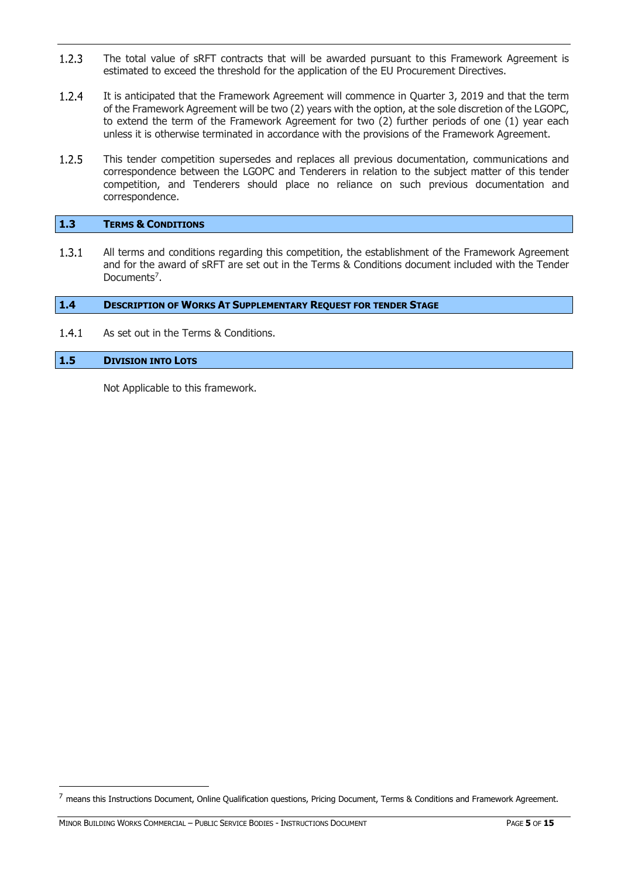1.2.3 The total value of sRFT contracts that will be awarded pursuant to this Framework Agreement is estimated to exceed the threshold for the application of the EU Procurement Directives.

1.2.4 It is anticipated that the Framework Agreement will commence in Quarter 3, 2019 and that the term of the Framework Agreement will be two (2) years with the option, at the sole discretion of the LGOPC, to extend the term of the Framework Agreement for two (2) further periods of one (1) year each unless it is otherwise terminated in accordance with the provisions of the Framework Agreement.

1.2.5 This tender competition supersedes and replaces all previous documentation, communications and correspondence between the LGOPC and Tenderers in relation to the subject matter of this tender competition, and Tenderers should place no reliance on such previous documentation and correspondence.

## 1.3 TERMS & CONDITIONS

1.3.1 All terms and conditions regarding this competition, the establishment of the Framework Agreement and for the award of sRFT are set out in the Terms & Conditions document included with the Tender Documents[7].

## 1.4 DESCRIPTION OF WORKS AT SUPPLEMENTARY REQUEST FOR TENDER STAGE

1.4.1 As set out in the Terms & Conditions.

## 1.5 DIVISION INTO LOTS

Not Applicable to this framework.

[7] means this Instructions Document, Online Qualification questions, Pricing Document, Terms & Conditions and Framework Agreement.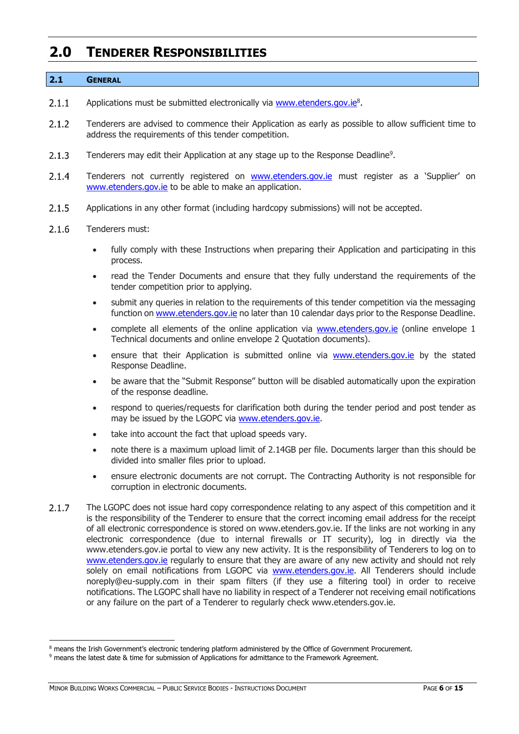# 2.0 Tenderer Responsibilities

## 2.1 General

2.1.1 Applications must be submitted electronically via www.etenders.gov.ie[8].

2.1.2 Tenderers are advised to commence their Application as early as possible to allow sufficient time to address the requirements of this tender competition.

2.1.3 Tenderers may edit their Application at any stage up to the Response Deadline[9].

2.1.4 Tenderers not currently registered on www.etenders.gov.ie must register as a 'Supplier' on www.etenders.gov.ie to be able to make an application.

2.1.5 Applications in any other format (including hardcopy submissions) will not be accepted.

2.1.6 Tenderers must:

- fully comply with these Instructions when preparing their Application and participating in this process.
- read the Tender Documents and ensure that they fully understand the requirements of the tender competition prior to applying.
- submit any queries in relation to the requirements of this tender competition via the messaging function on www.etenders.gov.ie no later than 10 calendar days prior to the Response Deadline.
- complete all elements of the online application via www.etenders.gov.ie (online envelope 1 Technical documents and online envelope 2 Quotation documents).
- ensure that their Application is submitted online via www.etenders.gov.ie by the stated Response Deadline.
- be aware that the "Submit Response" button will be disabled automatically upon the expiration of the response deadline.
- respond to queries/requests for clarification both during the tender period and post tender as may be issued by the LGOPC via www.etenders.gov.ie.
- take into account the fact that upload speeds vary.
- note there is a maximum upload limit of 2.14GB per file. Documents larger than this should be divided into smaller files prior to upload.
- ensure electronic documents are not corrupt. The Contracting Authority is not responsible for corruption in electronic documents.

2.1.7 The LGOPC does not issue hard copy correspondence relating to any aspect of this competition and it is the responsibility of the Tenderer to ensure that the correct incoming email address for the receipt of all electronic correspondence is stored on www.etenders.gov.ie. If the links are not working in any electronic correspondence (due to internal firewalls or IT security), log in directly via the www.etenders.gov.ie portal to view any new activity. It is the responsibility of Tenderers to log on to www.etenders.gov.ie regularly to ensure that they are aware of any new activity and should not rely solely on email notifications from LGOPC via www.etenders.gov.ie. All Tenderers should include noreply@eu-supply.com in their spam filters (if they use a filtering tool) in order to receive notifications. The LGOPC shall have no liability in respect of a Tenderer not receiving email notifications or any failure on the part of a Tenderer to regularly check www.etenders.gov.ie.

---

[8] means the Irish Government's electronic tendering platform administered by the Office of Government Procurement.

[9] means the latest date & time for submission of Applications for admittance to the Framework Agreement.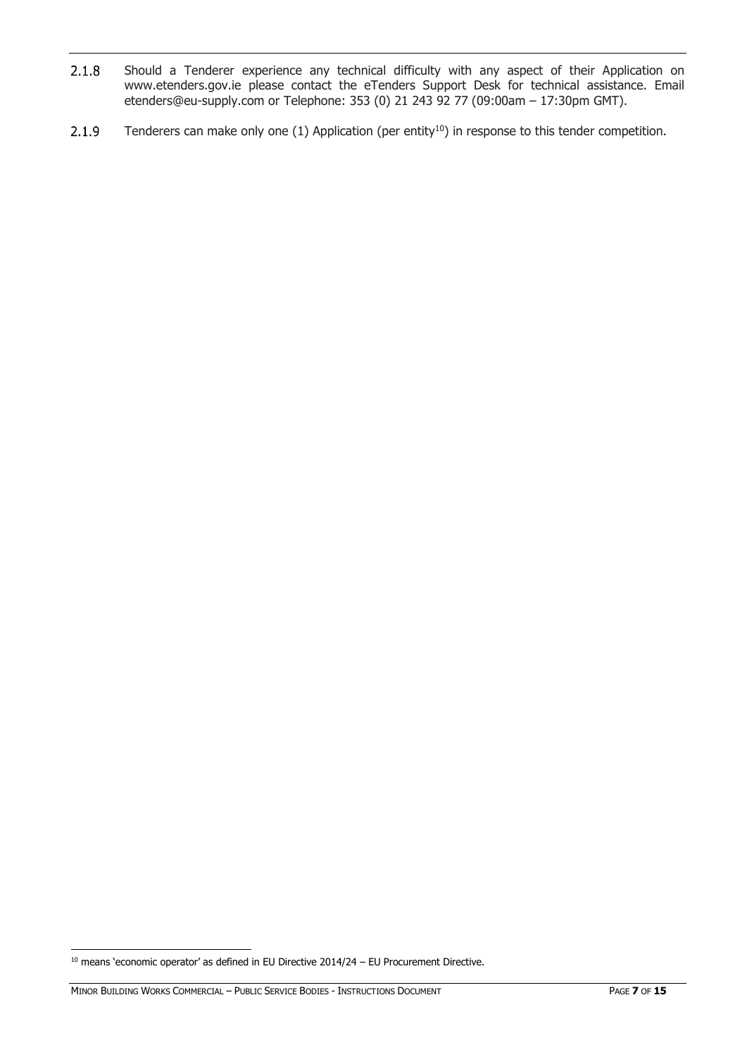2.1.8 Should a Tenderer experience any technical difficulty with any aspect of their Application on www.etenders.gov.ie please contact the eTenders Support Desk for technical assistance. Email etenders@eu-supply.com or Telephone: 353 (0) 21 243 92 77 (09:00am – 17:30pm GMT).

2.1.9 Tenderers can make only one (1) Application (per entity[10]) in response to this tender competition.

[10] means 'economic operator' as defined in EU Directive 2014/24 – EU Procurement Directive.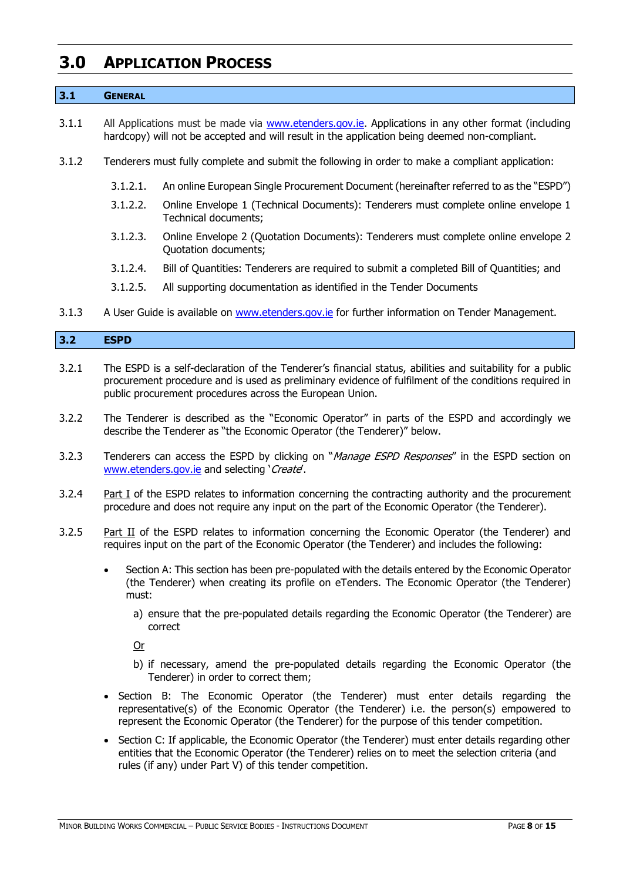# 3.0 Application Process

## 3.1 General

3.1.1 All Applications must be made via www.etenders.gov.ie. Applications in any other format (including hardcopy) will not be accepted and will result in the application being deemed non-compliant.

3.1.2 Tenderers must fully complete and submit the following in order to make a compliant application:

3.1.2.1. An online European Single Procurement Document (hereinafter referred to as the "ESPD")

3.1.2.2. Online Envelope 1 (Technical Documents): Tenderers must complete online envelope 1 Technical documents;

3.1.2.3. Online Envelope 2 (Quotation Documents): Tenderers must complete online envelope 2 Quotation documents;

3.1.2.4. Bill of Quantities: Tenderers are required to submit a completed Bill of Quantities; and

3.1.2.5. All supporting documentation as identified in the Tender Documents

3.1.3 A User Guide is available on www.etenders.gov.ie for further information on Tender Management.

## 3.2 ESPD

3.2.1 The ESPD is a self-declaration of the Tenderer's financial status, abilities and suitability for a public procurement procedure and is used as preliminary evidence of fulfilment of the conditions required in public procurement procedures across the European Union.

3.2.2 The Tenderer is described as the "Economic Operator" in parts of the ESPD and accordingly we describe the Tenderer as "the Economic Operator (the Tenderer)" below.

3.2.3 Tenderers can access the ESPD by clicking on "*Manage ESPD Responses*" in the ESPD section on www.etenders.gov.ie and selecting '*Create*'.

3.2.4 Part I of the ESPD relates to information concerning the contracting authority and the procurement procedure and does not require any input on the part of the Economic Operator (the Tenderer).

3.2.5 Part II of the ESPD relates to information concerning the Economic Operator (the Tenderer) and requires input on the part of the Economic Operator (the Tenderer) and includes the following:

- Section A: This section has been pre-populated with the details entered by the Economic Operator (the Tenderer) when creating its profile on eTenders. The Economic Operator (the Tenderer) must:

  a) ensure that the pre-populated details regarding the Economic Operator (the Tenderer) are correct

  Or

  b) if necessary, amend the pre-populated details regarding the Economic Operator (the Tenderer) in order to correct them;

- Section B: The Economic Operator (the Tenderer) must enter details regarding the representative(s) of the Economic Operator (the Tenderer) i.e. the person(s) empowered to represent the Economic Operator (the Tenderer) for the purpose of this tender competition.
- Section C: If applicable, the Economic Operator (the Tenderer) must enter details regarding other entities that the Economic Operator (the Tenderer) relies on to meet the selection criteria (and rules (if any) under Part V) of this tender competition.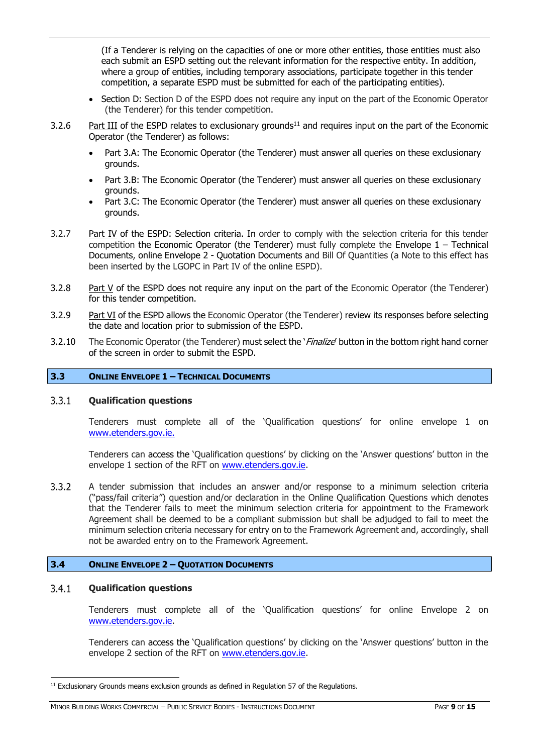(If a Tenderer is relying on the capacities of one or more other entities, those entities must also each submit an ESPD setting out the relevant information for the respective entity. In addition, where a group of entities, including temporary associations, participate together in this tender competition, a separate ESPD must be submitted for each of the participating entities).

- Section D: Section D of the ESPD does not require any input on the part of the Economic Operator (the Tenderer) for this tender competition.

3.2.6 Part III of the ESPD relates to exclusionary grounds[11] and requires input on the part of the Economic Operator (the Tenderer) as follows:

- Part 3.A: The Economic Operator (the Tenderer) must answer all queries on these exclusionary grounds.
- Part 3.B: The Economic Operator (the Tenderer) must answer all queries on these exclusionary grounds.
- Part 3.C: The Economic Operator (the Tenderer) must answer all queries on these exclusionary grounds.

3.2.7 Part IV of the ESPD: Selection criteria. In order to comply with the selection criteria for this tender competition the Economic Operator (the Tenderer) must fully complete the Envelope 1 – Technical Documents, online Envelope 2 - Quotation Documents and Bill Of Quantities (a Note to this effect has been inserted by the LGOPC in Part IV of the online ESPD).

3.2.8 Part V of the ESPD does not require any input on the part of the Economic Operator (the Tenderer) for this tender competition.

3.2.9 Part VI of the ESPD allows the Economic Operator (the Tenderer) review its responses before selecting the date and location prior to submission of the ESPD.

3.2.10 The Economic Operator (the Tenderer) must select the '*Finalize*' button in the bottom right hand corner of the screen in order to submit the ESPD.

## 3.3 ONLINE ENVELOPE 1 – TECHNICAL DOCUMENTS

### 3.3.1 Qualification questions

Tenderers must complete all of the 'Qualification questions' for online envelope 1 on www.etenders.gov.ie.

Tenderers can access the 'Qualification questions' by clicking on the 'Answer questions' button in the envelope 1 section of the RFT on www.etenders.gov.ie.

3.3.2 A tender submission that includes an answer and/or response to a minimum selection criteria ("pass/fail criteria") question and/or declaration in the Online Qualification Questions which denotes that the Tenderer fails to meet the minimum selection criteria for appointment to the Framework Agreement shall be deemed to be a compliant submission but shall be adjudged to fail to meet the minimum selection criteria necessary for entry on to the Framework Agreement and, accordingly, shall not be awarded entry on to the Framework Agreement.

## 3.4 ONLINE ENVELOPE 2 – QUOTATION DOCUMENTS

### 3.4.1 Qualification questions

Tenderers must complete all of the 'Qualification questions' for online Envelope 2 on www.etenders.gov.ie.

Tenderers can access the 'Qualification questions' by clicking on the 'Answer questions' button in the envelope 2 section of the RFT on www.etenders.gov.ie.

[11] Exclusionary Grounds means exclusion grounds as defined in Regulation 57 of the Regulations.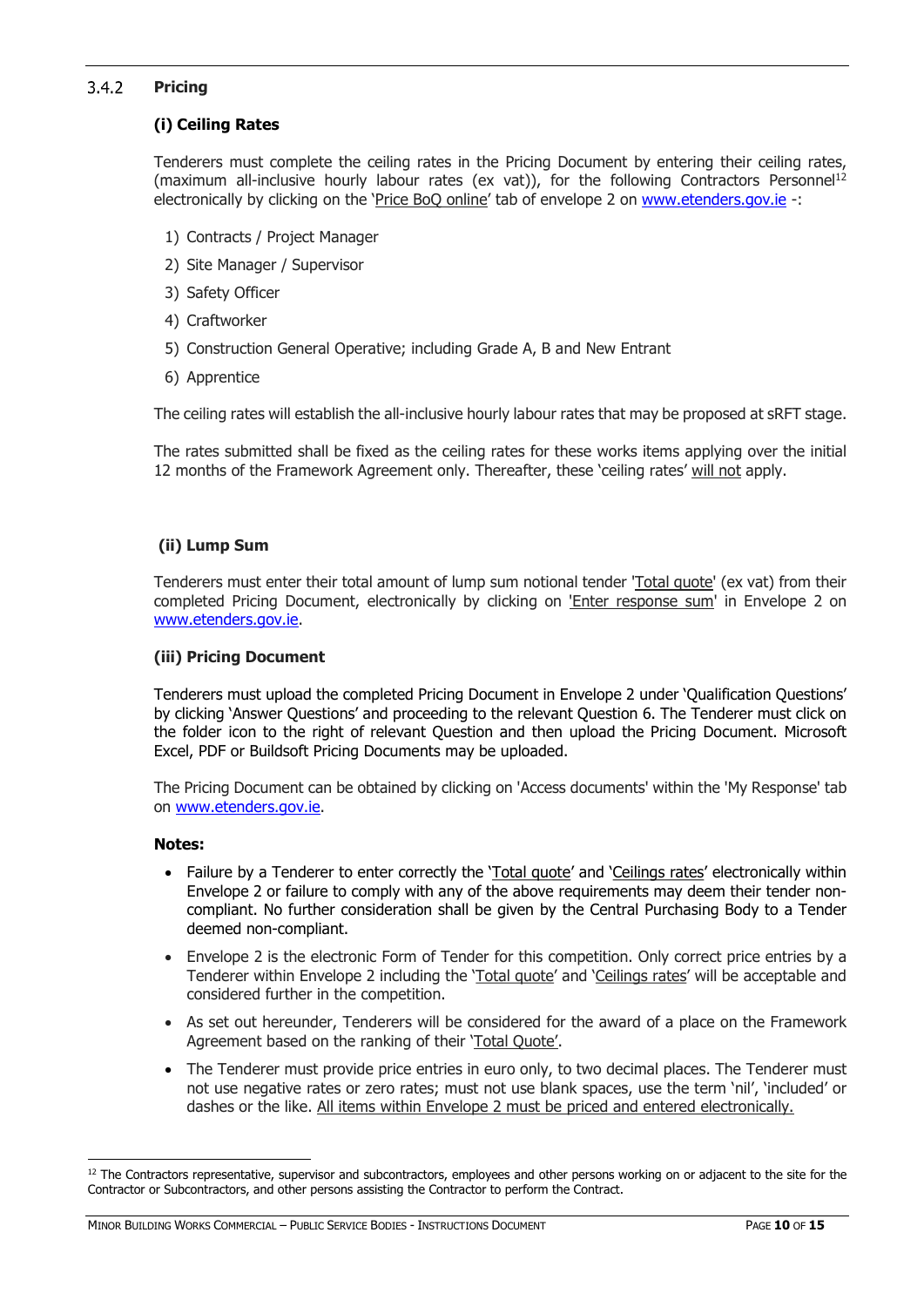### 3.4.2 Pricing

#### (i) Ceiling Rates

Tenderers must complete the ceiling rates in the Pricing Document by entering their ceiling rates, (maximum all-inclusive hourly labour rates (ex vat)), for the following Contractors Personnel[12] electronically by clicking on the 'Price BoQ online' tab of envelope 2 on www.etenders.gov.ie -:

1) Contracts / Project Manager
2) Site Manager / Supervisor
3) Safety Officer
4) Craftworker
5) Construction General Operative; including Grade A, B and New Entrant
6) Apprentice

The ceiling rates will establish the all-inclusive hourly labour rates that may be proposed at sRFT stage.

The rates submitted shall be fixed as the ceiling rates for these works items applying over the initial 12 months of the Framework Agreement only. Thereafter, these 'ceiling rates' will not apply.

#### (ii) Lump Sum

Tenderers must enter their total amount of lump sum notional tender 'Total quote' (ex vat) from their completed Pricing Document, electronically by clicking on 'Enter response sum' in Envelope 2 on www.etenders.gov.ie.

#### (iii) Pricing Document

Tenderers must upload the completed Pricing Document in Envelope 2 under 'Qualification Questions' by clicking 'Answer Questions' and proceeding to the relevant Question 6. The Tenderer must click on the folder icon to the right of relevant Question and then upload the Pricing Document. Microsoft Excel, PDF or Buildsoft Pricing Documents may be uploaded.

The Pricing Document can be obtained by clicking on 'Access documents' within the 'My Response' tab on www.etenders.gov.ie.

**Notes:**

- Failure by a Tenderer to enter correctly the 'Total quote' and 'Ceilings rates' electronically within Envelope 2 or failure to comply with any of the above requirements may deem their tender non-compliant. No further consideration shall be given by the Central Purchasing Body to a Tender deemed non-compliant.
- Envelope 2 is the electronic Form of Tender for this competition. Only correct price entries by a Tenderer within Envelope 2 including the 'Total quote' and 'Ceilings rates' will be acceptable and considered further in the competition.
- As set out hereunder, Tenderers will be considered for the award of a place on the Framework Agreement based on the ranking of their 'Total Quote'.
- The Tenderer must provide price entries in euro only, to two decimal places. The Tenderer must not use negative rates or zero rates; must not use blank spaces, use the term 'nil', 'included' or dashes or the like. All items within Envelope 2 must be priced and entered electronically.

[12] The Contractors representative, supervisor and subcontractors, employees and other persons working on or adjacent to the site for the Contractor or Subcontractors, and other persons assisting the Contractor to perform the Contract.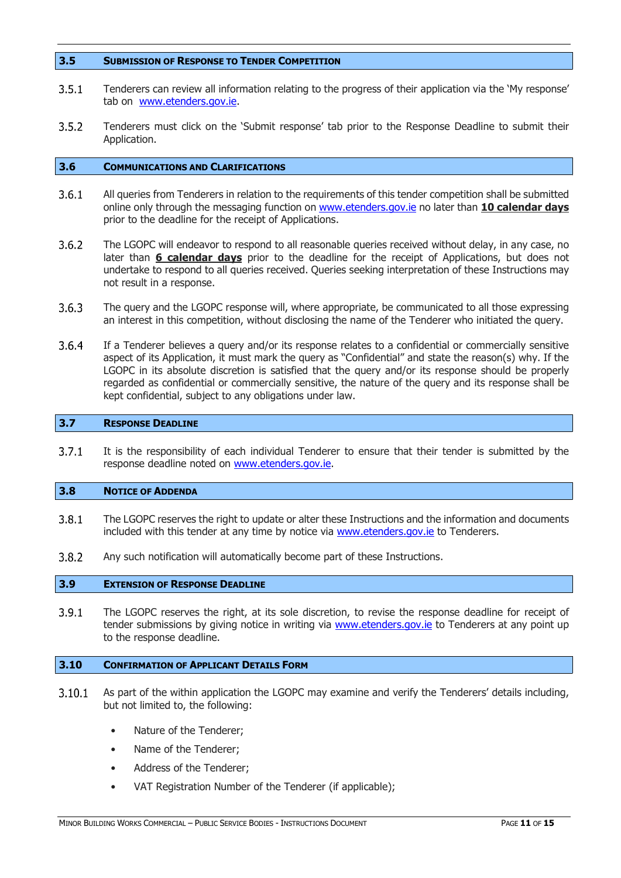## 3.5 Submission of Response to Tender Competition

3.5.1 Tenderers can review all information relating to the progress of their application via the 'My response' tab on www.etenders.gov.ie.

3.5.2 Tenderers must click on the 'Submit response' tab prior to the Response Deadline to submit their Application.

## 3.6 Communications and Clarifications

3.6.1 All queries from Tenderers in relation to the requirements of this tender competition shall be submitted online only through the messaging function on www.etenders.gov.ie no later than **10 calendar days** prior to the deadline for the receipt of Applications.

3.6.2 The LGOPC will endeavor to respond to all reasonable queries received without delay, in any case, no later than **6 calendar days** prior to the deadline for the receipt of Applications, but does not undertake to respond to all queries received. Queries seeking interpretation of these Instructions may not result in a response.

3.6.3 The query and the LGOPC response will, where appropriate, be communicated to all those expressing an interest in this competition, without disclosing the name of the Tenderer who initiated the query.

3.6.4 If a Tenderer believes a query and/or its response relates to a confidential or commercially sensitive aspect of its Application, it must mark the query as "Confidential" and state the reason(s) why. If the LGOPC in its absolute discretion is satisfied that the query and/or its response should be properly regarded as confidential or commercially sensitive, the nature of the query and its response shall be kept confidential, subject to any obligations under law.

## 3.7 Response Deadline

3.7.1 It is the responsibility of each individual Tenderer to ensure that their tender is submitted by the response deadline noted on www.etenders.gov.ie.

## 3.8 Notice of Addenda

3.8.1 The LGOPC reserves the right to update or alter these Instructions and the information and documents included with this tender at any time by notice via www.etenders.gov.ie to Tenderers.

3.8.2 Any such notification will automatically become part of these Instructions.

## 3.9 Extension of Response Deadline

3.9.1 The LGOPC reserves the right, at its sole discretion, to revise the response deadline for receipt of tender submissions by giving notice in writing via www.etenders.gov.ie to Tenderers at any point up to the response deadline.

## 3.10 Confirmation of Applicant Details Form

3.10.1 As part of the within application the LGOPC may examine and verify the Tenderers' details including, but not limited to, the following:

- Nature of the Tenderer;
- Name of the Tenderer;
- Address of the Tenderer;
- VAT Registration Number of the Tenderer (if applicable);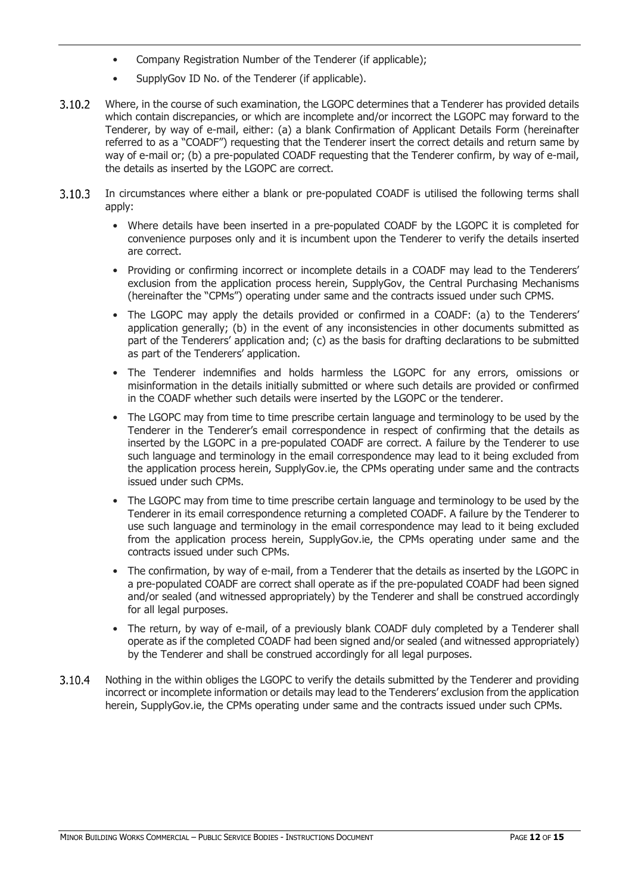- Company Registration Number of the Tenderer (if applicable);
- SupplyGov ID No. of the Tenderer (if applicable).

3.10.2 Where, in the course of such examination, the LGOPC determines that a Tenderer has provided details which contain discrepancies, or which are incomplete and/or incorrect the LGOPC may forward to the Tenderer, by way of e-mail, either: (a) a blank Confirmation of Applicant Details Form (hereinafter referred to as a "COADF") requesting that the Tenderer insert the correct details and return same by way of e-mail or; (b) a pre-populated COADF requesting that the Tenderer confirm, by way of e-mail, the details as inserted by the LGOPC are correct.

3.10.3 In circumstances where either a blank or pre-populated COADF is utilised the following terms shall apply:

- Where details have been inserted in a pre-populated COADF by the LGOPC it is completed for convenience purposes only and it is incumbent upon the Tenderer to verify the details inserted are correct.
- Providing or confirming incorrect or incomplete details in a COADF may lead to the Tenderers' exclusion from the application process herein, SupplyGov, the Central Purchasing Mechanisms (hereinafter the "CPMs") operating under same and the contracts issued under such CPMS.
- The LGOPC may apply the details provided or confirmed in a COADF: (a) to the Tenderers' application generally; (b) in the event of any inconsistencies in other documents submitted as part of the Tenderers' application and; (c) as the basis for drafting declarations to be submitted as part of the Tenderers' application.
- The Tenderer indemnifies and holds harmless the LGOPC for any errors, omissions or misinformation in the details initially submitted or where such details are provided or confirmed in the COADF whether such details were inserted by the LGOPC or the tenderer.
- The LGOPC may from time to time prescribe certain language and terminology to be used by the Tenderer in the Tenderer's email correspondence in respect of confirming that the details as inserted by the LGOPC in a pre-populated COADF are correct. A failure by the Tenderer to use such language and terminology in the email correspondence may lead to it being excluded from the application process herein, SupplyGov.ie, the CPMs operating under same and the contracts issued under such CPMs.
- The LGOPC may from time to time prescribe certain language and terminology to be used by the Tenderer in its email correspondence returning a completed COADF. A failure by the Tenderer to use such language and terminology in the email correspondence may lead to it being excluded from the application process herein, SupplyGov.ie, the CPMs operating under same and the contracts issued under such CPMs.
- The confirmation, by way of e-mail, from a Tenderer that the details as inserted by the LGOPC in a pre-populated COADF are correct shall operate as if the pre-populated COADF had been signed and/or sealed (and witnessed appropriately) by the Tenderer and shall be construed accordingly for all legal purposes.
- The return, by way of e-mail, of a previously blank COADF duly completed by a Tenderer shall operate as if the completed COADF had been signed and/or sealed (and witnessed appropriately) by the Tenderer and shall be construed accordingly for all legal purposes.

3.10.4 Nothing in the within obliges the LGOPC to verify the details submitted by the Tenderer and providing incorrect or incomplete information or details may lead to the Tenderers' exclusion from the application herein, SupplyGov.ie, the CPMs operating under same and the contracts issued under such CPMs.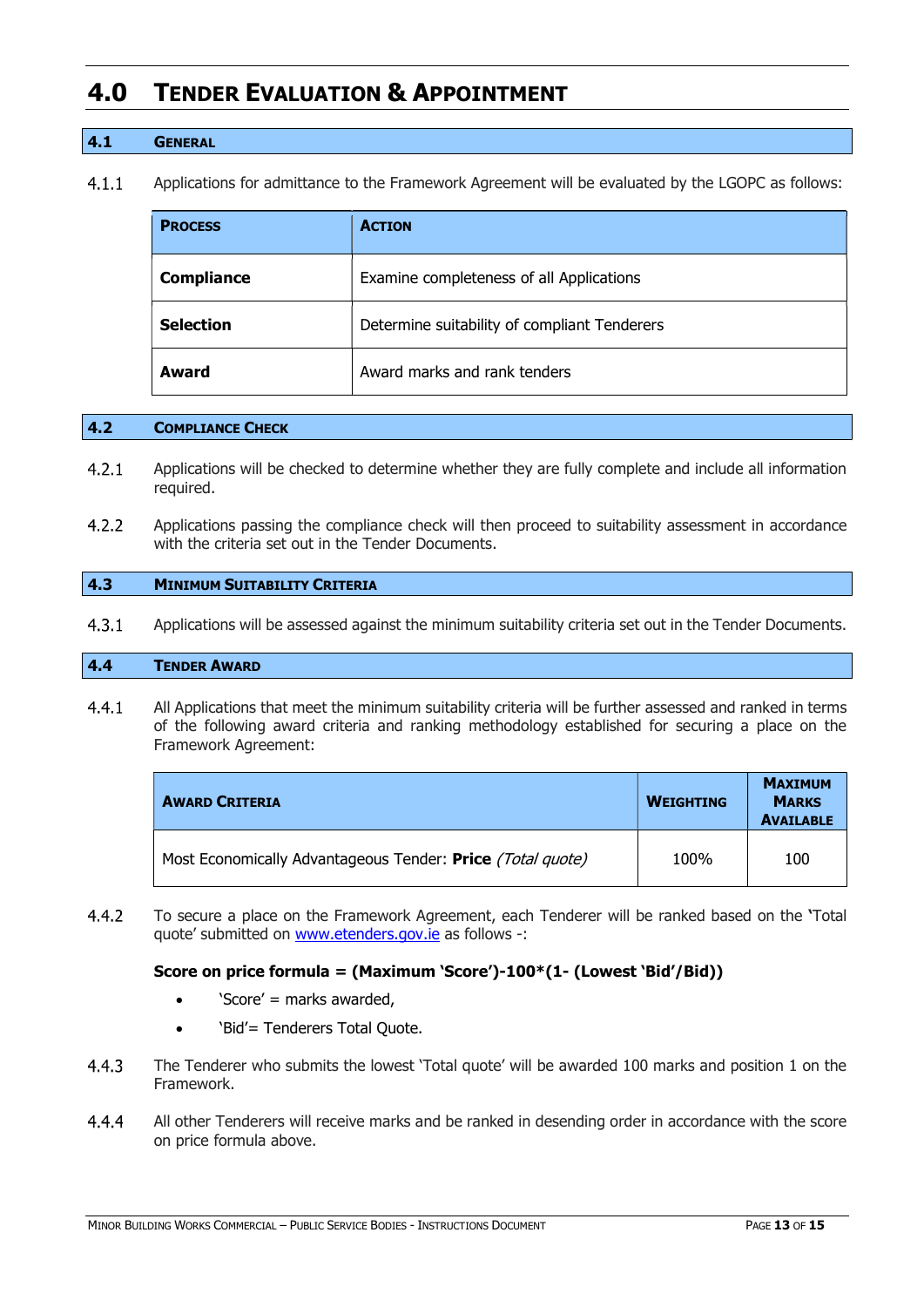# 4.0 TENDER EVALUATION & APPOINTMENT

## 4.1 GENERAL

4.1.1 Applications for admittance to the Framework Agreement will be evaluated by the LGOPC as follows:

| PROCESS | ACTION |
|---|---|
| **Compliance** | Examine completeness of all Applications |
| **Selection** | Determine suitability of compliant Tenderers |
| **Award** | Award marks and rank tenders |

## 4.2 COMPLIANCE CHECK

4.2.1 Applications will be checked to determine whether they are fully complete and include all information required.

4.2.2 Applications passing the compliance check will then proceed to suitability assessment in accordance with the criteria set out in the Tender Documents.

## 4.3 MINIMUM SUITABILITY CRITERIA

4.3.1 Applications will be assessed against the minimum suitability criteria set out in the Tender Documents.

## 4.4 TENDER AWARD

4.4.1 All Applications that meet the minimum suitability criteria will be further assessed and ranked in terms of the following award criteria and ranking methodology established for securing a place on the Framework Agreement:

| AWARD CRITERIA | WEIGHTING | MAXIMUM MARKS AVAILABLE |
|---|---|---|
| Most Economically Advantageous Tender: **Price** *(Total quote)* | 100% | 100 |

4.4.2 To secure a place on the Framework Agreement, each Tenderer will be ranked based on the 'Total quote' submitted on www.etenders.gov.ie as follows -:

**Score on price formula = (Maximum 'Score')-100*(1- (Lowest 'Bid'/Bid))**

- 'Score' = marks awarded,
- 'Bid'= Tenderers Total Quote.

4.4.3 The Tenderer who submits the lowest 'Total quote' will be awarded 100 marks and position 1 on the Framework.

4.4.4 All other Tenderers will receive marks and be ranked in desending order in accordance with the score on price formula above.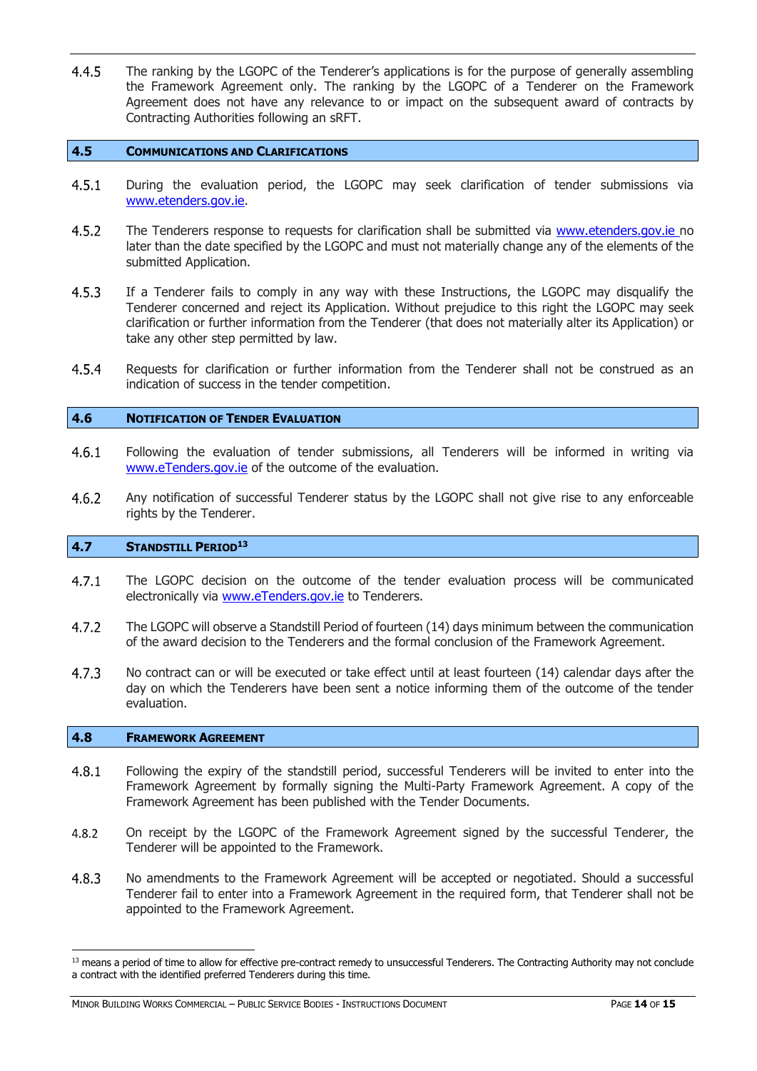4.4.5 The ranking by the LGOPC of the Tenderer's applications is for the purpose of generally assembling the Framework Agreement only. The ranking by the LGOPC of a Tenderer on the Framework Agreement does not have any relevance to or impact on the subsequent award of contracts by Contracting Authorities following an sRFT.

## 4.5 COMMUNICATIONS AND CLARIFICATIONS

4.5.1 During the evaluation period, the LGOPC may seek clarification of tender submissions via www.etenders.gov.ie.

4.5.2 The Tenderers response to requests for clarification shall be submitted via www.etenders.gov.ie no later than the date specified by the LGOPC and must not materially change any of the elements of the submitted Application.

4.5.3 If a Tenderer fails to comply in any way with these Instructions, the LGOPC may disqualify the Tenderer concerned and reject its Application. Without prejudice to this right the LGOPC may seek clarification or further information from the Tenderer (that does not materially alter its Application) or take any other step permitted by law.

4.5.4 Requests for clarification or further information from the Tenderer shall not be construed as an indication of success in the tender competition.

## 4.6 NOTIFICATION OF TENDER EVALUATION

4.6.1 Following the evaluation of tender submissions, all Tenderers will be informed in writing via www.eTenders.gov.ie of the outcome of the evaluation.

4.6.2 Any notification of successful Tenderer status by the LGOPC shall not give rise to any enforceable rights by the Tenderer.

## 4.7 STANDSTILL PERIOD[13]

4.7.1 The LGOPC decision on the outcome of the tender evaluation process will be communicated electronically via www.eTenders.gov.ie to Tenderers.

4.7.2 The LGOPC will observe a Standstill Period of fourteen (14) days minimum between the communication of the award decision to the Tenderers and the formal conclusion of the Framework Agreement.

4.7.3 No contract can or will be executed or take effect until at least fourteen (14) calendar days after the day on which the Tenderers have been sent a notice informing them of the outcome of the tender evaluation.

## 4.8 FRAMEWORK AGREEMENT

4.8.1 Following the expiry of the standstill period, successful Tenderers will be invited to enter into the Framework Agreement by formally signing the Multi-Party Framework Agreement. A copy of the Framework Agreement has been published with the Tender Documents.

4.8.2 On receipt by the LGOPC of the Framework Agreement signed by the successful Tenderer, the Tenderer will be appointed to the Framework.

4.8.3 No amendments to the Framework Agreement will be accepted or negotiated. Should a successful Tenderer fail to enter into a Framework Agreement in the required form, that Tenderer shall not be appointed to the Framework Agreement.

---

[13] means a period of time to allow for effective pre-contract remedy to unsuccessful Tenderers. The Contracting Authority may not conclude a contract with the identified preferred Tenderers during this time.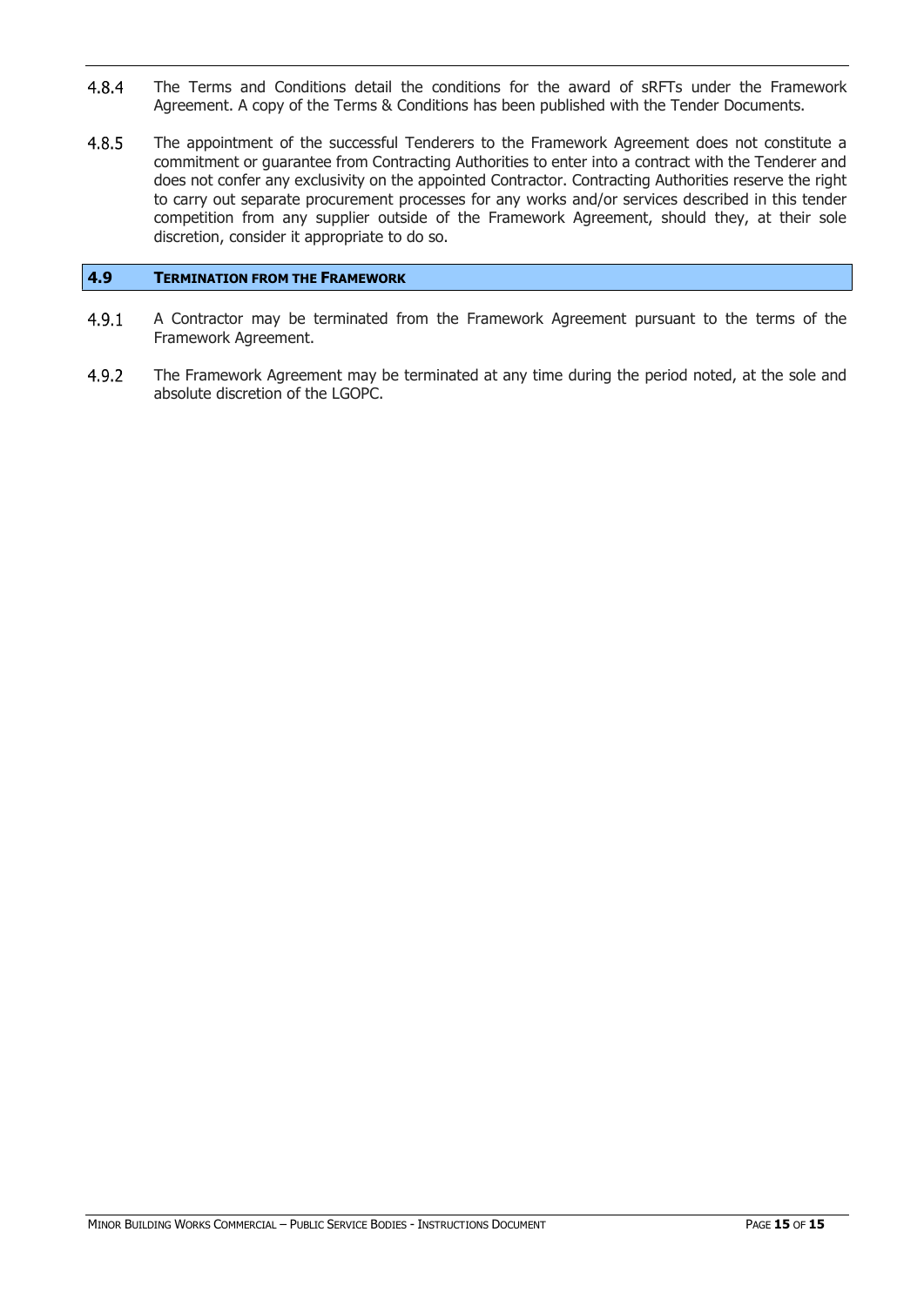4.8.4 The Terms and Conditions detail the conditions for the award of sRFTs under the Framework Agreement. A copy of the Terms & Conditions has been published with the Tender Documents.

4.8.5 The appointment of the successful Tenderers to the Framework Agreement does not constitute a commitment or guarantee from Contracting Authorities to enter into a contract with the Tenderer and does not confer any exclusivity on the appointed Contractor. Contracting Authorities reserve the right to carry out separate procurement processes for any works and/or services described in this tender competition from any supplier outside of the Framework Agreement, should they, at their sole discretion, consider it appropriate to do so.

## 4.9 TERMINATION FROM THE FRAMEWORK

4.9.1 A Contractor may be terminated from the Framework Agreement pursuant to the terms of the Framework Agreement.

4.9.2 The Framework Agreement may be terminated at any time during the period noted, at the sole and absolute discretion of the LGOPC.